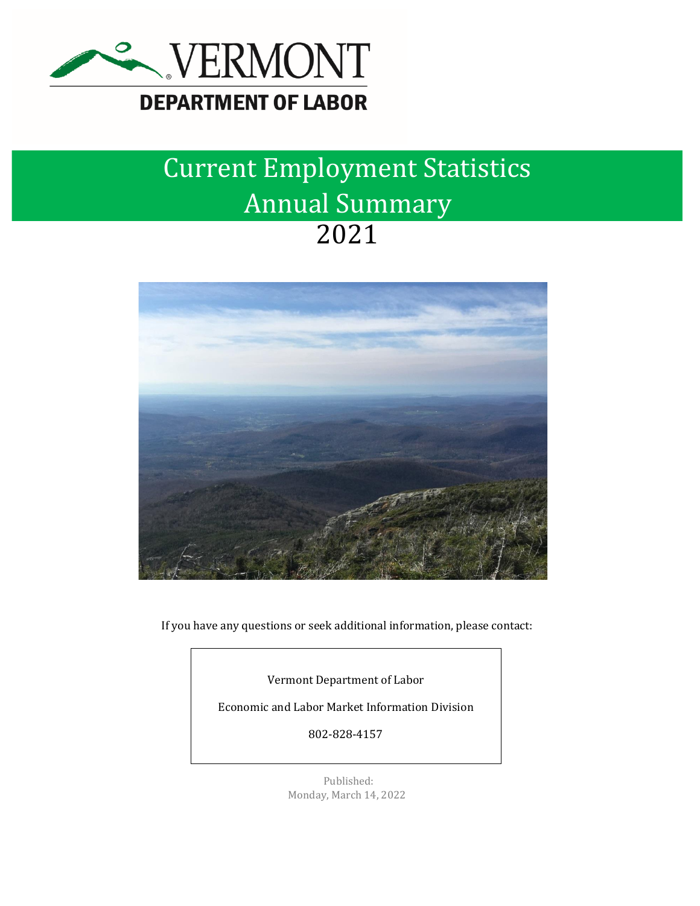VERMONT

DEPARTMENT OF LABOR

# Current Employment Statistics Annual Summary 2021

If you have any questions or seek additional information, please contact:

Vermont Department of Labor

Economic and Labor Market Information Division

802-828-4157

Published:
Monday, March 14, 2022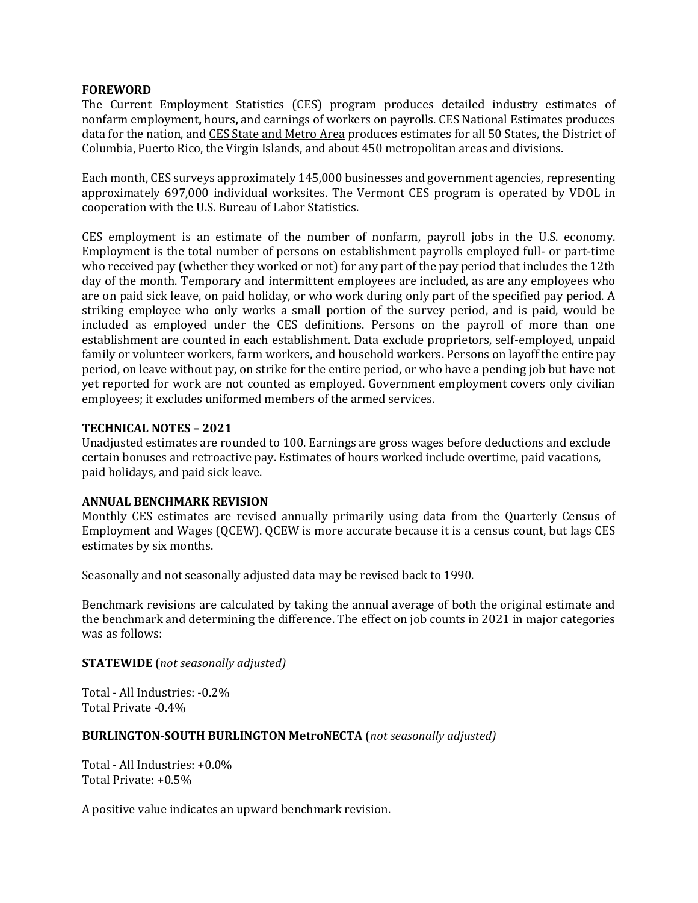## FOREWORD

The Current Employment Statistics (CES) program produces detailed industry estimates of nonfarm employment**,** hours**,** and earnings of workers on payrolls. CES National Estimates produces data for the nation, and CES State and Metro Area produces estimates for all 50 States, the District of Columbia, Puerto Rico, the Virgin Islands, and about 450 metropolitan areas and divisions.

Each month, CES surveys approximately 145,000 businesses and government agencies, representing approximately 697,000 individual worksites. The Vermont CES program is operated by VDOL in cooperation with the U.S. Bureau of Labor Statistics.

CES employment is an estimate of the number of nonfarm, payroll jobs in the U.S. economy. Employment is the total number of persons on establishment payrolls employed full- or part-time who received pay (whether they worked or not) for any part of the pay period that includes the 12th day of the month. Temporary and intermittent employees are included, as are any employees who are on paid sick leave, on paid holiday, or who work during only part of the specified pay period. A striking employee who only works a small portion of the survey period, and is paid, would be included as employed under the CES definitions. Persons on the payroll of more than one establishment are counted in each establishment. Data exclude proprietors, self-employed, unpaid family or volunteer workers, farm workers, and household workers. Persons on layoff the entire pay period, on leave without pay, on strike for the entire period, or who have a pending job but have not yet reported for work are not counted as employed. Government employment covers only civilian employees; it excludes uniformed members of the armed services.

## TECHNICAL NOTES – 2021

Unadjusted estimates are rounded to 100. Earnings are gross wages before deductions and exclude certain bonuses and retroactive pay. Estimates of hours worked include overtime, paid vacations, paid holidays, and paid sick leave.

## ANNUAL BENCHMARK REVISION

Monthly CES estimates are revised annually primarily using data from the Quarterly Census of Employment and Wages (QCEW). QCEW is more accurate because it is a census count, but lags CES estimates by six months.

Seasonally and not seasonally adjusted data may be revised back to 1990.

Benchmark revisions are calculated by taking the annual average of both the original estimate and the benchmark and determining the difference. The effect on job counts in 2021 in major categories was as follows:

**STATEWIDE** (*not seasonally adjusted)*

Total - All Industries: -0.2%
Total Private -0.4%

**BURLINGTON-SOUTH BURLINGTON MetroNECTA** (*not seasonally adjusted)*

Total - All Industries: +0.0%
Total Private: +0.5%

A positive value indicates an upward benchmark revision.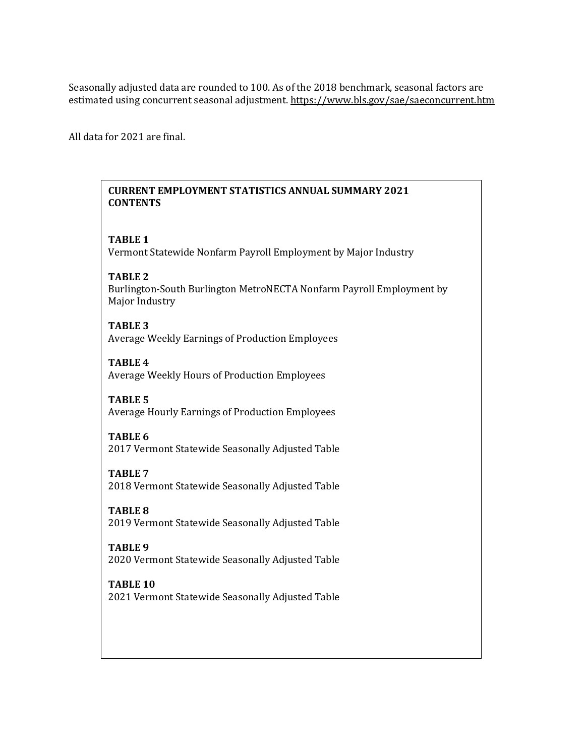Seasonally adjusted data are rounded to 100. As of the 2018 benchmark, seasonal factors are estimated using concurrent seasonal adjustment. https://www.bls.gov/sae/saeconcurrent.htm

All data for 2021 are final.

## CURRENT EMPLOYMENT STATISTICS ANNUAL SUMMARY 2021 CONTENTS

**TABLE 1**
Vermont Statewide Nonfarm Payroll Employment by Major Industry

**TABLE 2**
Burlington-South Burlington MetroNECTA Nonfarm Payroll Employment by Major Industry

**TABLE 3**
Average Weekly Earnings of Production Employees

**TABLE 4**
Average Weekly Hours of Production Employees

**TABLE 5**
Average Hourly Earnings of Production Employees

**TABLE 6**
2017 Vermont Statewide Seasonally Adjusted Table

**TABLE 7**
2018 Vermont Statewide Seasonally Adjusted Table

**TABLE 8**
2019 Vermont Statewide Seasonally Adjusted Table

**TABLE 9**
2020 Vermont Statewide Seasonally Adjusted Table

**TABLE 10**
2021 Vermont Statewide Seasonally Adjusted Table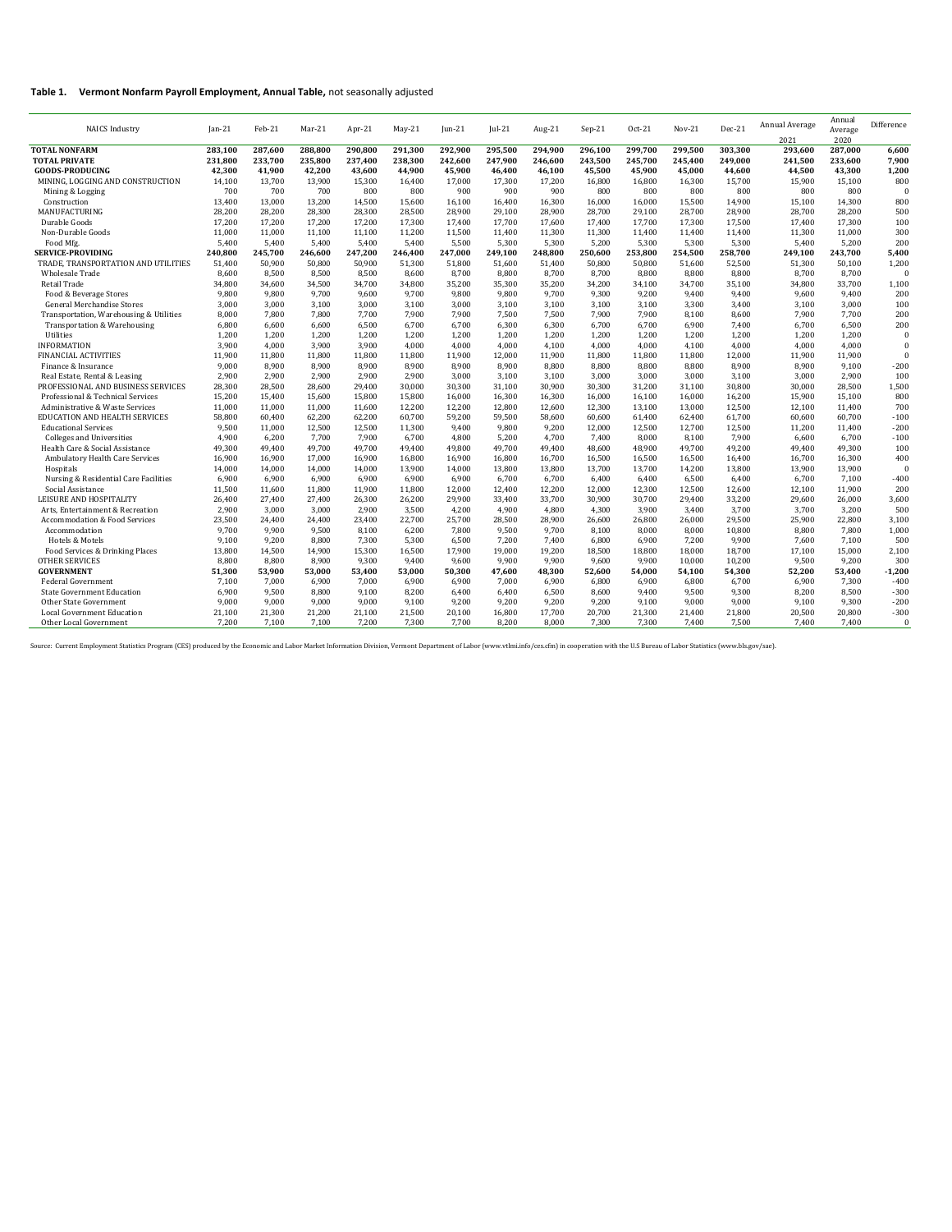**Table 1. Vermont Nonfarm Payroll Employment, Annual Table,** not seasonally adjusted

| NAICS Industry | Jan-21 | Feb-21 | Mar-21 | Apr-21 | May-21 | Jun-21 | Jul-21 | Aug-21 | Sep-21 | Oct-21 | Nov-21 | Dec-21 | Annual Average 2021 | Annual Average 2020 | Difference |
|---|---|---|---|---|---|---|---|---|---|---|---|---|---|---|---|
| **TOTAL NONFARM** | **283,100** | **287,600** | **288,800** | **290,800** | **291,300** | **292,900** | **295,500** | **294,900** | **296,100** | **299,700** | **299,500** | **303,300** | **293,600** | **287,000** | **6,600** |
| **TOTAL PRIVATE** | **231,800** | **233,700** | **235,800** | **237,400** | **238,300** | **242,600** | **247,900** | **246,600** | **243,500** | **245,700** | **245,400** | **249,000** | **241,500** | **233,600** | **7,900** |
| **GOODS-PRODUCING** | **42,300** | **41,900** | **42,200** | **43,600** | **44,900** | **45,900** | **46,400** | **46,100** | **45,500** | **45,900** | **45,000** | **44,600** | **44,500** | **43,300** | **1,200** |
| MINING, LOGGING AND CONSTRUCTION | 14,100 | 13,700 | 13,900 | 15,300 | 16,400 | 17,000 | 17,300 | 17,200 | 16,800 | 16,800 | 16,300 | 15,700 | 15,900 | 15,100 | 800 |
| Mining & Logging | 700 | 700 | 700 | 800 | 800 | 900 | 900 | 900 | 800 | 800 | 800 | 800 | 800 | 800 | 0 |
| Construction | 13,400 | 13,000 | 13,200 | 14,500 | 15,600 | 16,100 | 16,400 | 16,300 | 16,000 | 16,000 | 15,500 | 14,900 | 15,100 | 14,300 | 800 |
| MANUFACTURING | 28,200 | 28,200 | 28,300 | 28,300 | 28,500 | 28,900 | 29,100 | 28,900 | 28,700 | 29,100 | 28,700 | 28,900 | 28,700 | 28,200 | 500 |
| Durable Goods | 17,200 | 17,200 | 17,200 | 17,200 | 17,300 | 17,400 | 17,700 | 17,600 | 17,400 | 17,700 | 17,300 | 17,500 | 17,400 | 17,300 | 100 |
| Non-Durable Goods | 11,000 | 11,000 | 11,100 | 11,100 | 11,200 | 11,500 | 11,400 | 11,300 | 11,300 | 11,400 | 11,400 | 11,400 | 11,300 | 11,000 | 300 |
| Food Mfg. | 5,400 | 5,400 | 5,400 | 5,400 | 5,400 | 5,500 | 5,300 | 5,300 | 5,200 | 5,300 | 5,300 | 5,300 | 5,400 | 5,200 | 200 |
| **SERVICE-PROVIDING** | **240,800** | **245,700** | **246,600** | **247,200** | **246,400** | **247,000** | **249,100** | **248,800** | **250,600** | **253,800** | **254,500** | **258,700** | **249,100** | **243,700** | **5,400** |
| TRADE, TRANSPORTATION AND UTILITIES | 51,400 | 50,900 | 50,800 | 50,900 | 51,300 | 51,800 | 51,600 | 51,400 | 50,800 | 50,800 | 51,600 | 52,500 | 51,300 | 50,100 | 1,200 |
| Wholesale Trade | 8,600 | 8,500 | 8,500 | 8,500 | 8,600 | 8,700 | 8,800 | 8,700 | 8,700 | 8,800 | 8,800 | 8,800 | 8,700 | 8,700 | 0 |
| Retail Trade | 34,800 | 34,600 | 34,500 | 34,700 | 34,800 | 35,200 | 35,300 | 35,200 | 34,200 | 34,100 | 34,700 | 35,100 | 34,800 | 33,700 | 1,100 |
| Food & Beverage Stores | 9,800 | 9,800 | 9,700 | 9,600 | 9,700 | 9,800 | 9,800 | 9,700 | 9,300 | 9,200 | 9,400 | 9,400 | 9,600 | 9,400 | 200 |
| General Merchandise Stores | 3,000 | 3,000 | 3,100 | 3,000 | 3,100 | 3,000 | 3,100 | 3,100 | 3,100 | 3,100 | 3,300 | 3,400 | 3,100 | 3,000 | 100 |
| Transportation, Warehousing & Utilities | 8,000 | 7,800 | 7,800 | 7,700 | 7,900 | 7,900 | 7,500 | 7,500 | 7,900 | 7,900 | 8,100 | 8,600 | 7,900 | 7,700 | 200 |
| Transportation & Warehousing | 6,800 | 6,600 | 6,600 | 6,500 | 6,700 | 6,700 | 6,300 | 6,300 | 6,700 | 6,700 | 6,900 | 7,400 | 6,700 | 6,500 | 200 |
| Utilities | 1,200 | 1,200 | 1,200 | 1,200 | 1,200 | 1,200 | 1,200 | 1,200 | 1,200 | 1,200 | 1,200 | 1,200 | 1,200 | 1,200 | 0 |
| INFORMATION | 3,900 | 4,000 | 3,900 | 3,900 | 4,000 | 4,000 | 4,000 | 4,100 | 4,000 | 4,000 | 4,100 | 4,000 | 4,000 | 4,000 | 0 |
| FINANCIAL ACTIVITIES | 11,900 | 11,800 | 11,800 | 11,800 | 11,800 | 11,900 | 12,000 | 11,900 | 11,800 | 11,800 | 11,800 | 12,000 | 11,900 | 11,900 | 0 |
| Finance & Insurance | 9,000 | 8,900 | 8,900 | 8,900 | 8,900 | 8,900 | 8,900 | 8,800 | 8,800 | 8,800 | 8,800 | 8,900 | 8,900 | 9,100 | -200 |
| Real Estate, Rental & Leasing | 2,900 | 2,900 | 2,900 | 2,900 | 2,900 | 3,000 | 3,100 | 3,100 | 3,000 | 3,000 | 3,000 | 3,100 | 3,000 | 2,900 | 100 |
| PROFESSIONAL AND BUSINESS SERVICES | 28,300 | 28,500 | 28,600 | 29,400 | 30,000 | 30,300 | 31,100 | 30,900 | 30,300 | 31,200 | 31,100 | 30,800 | 30,000 | 28,500 | 1,500 |
| Professional & Technical Services | 15,200 | 15,400 | 15,600 | 15,800 | 15,800 | 16,000 | 16,300 | 16,300 | 16,000 | 16,100 | 16,000 | 16,200 | 15,900 | 15,100 | 800 |
| Administrative & Waste Services | 11,000 | 11,000 | 11,000 | 11,600 | 12,200 | 12,200 | 12,800 | 12,600 | 12,300 | 13,100 | 13,000 | 12,500 | 12,100 | 11,400 | 700 |
| EDUCATION AND HEALTH SERVICES | 58,800 | 60,400 | 62,200 | 62,200 | 60,700 | 59,200 | 59,500 | 58,600 | 60,600 | 61,400 | 62,400 | 61,700 | 60,600 | 60,700 | -100 |
| Educational Services | 9,500 | 11,000 | 12,500 | 12,500 | 11,300 | 9,400 | 9,800 | 9,200 | 12,000 | 12,500 | 12,700 | 12,500 | 11,200 | 11,400 | -200 |
| Colleges and Universities | 4,900 | 6,200 | 7,700 | 7,900 | 6,700 | 4,800 | 5,200 | 4,700 | 7,400 | 8,000 | 8,100 | 7,900 | 6,600 | 6,700 | -100 |
| Health Care & Social Assistance | 49,300 | 49,400 | 49,700 | 49,700 | 49,400 | 49,800 | 49,700 | 49,400 | 48,600 | 48,900 | 49,700 | 49,200 | 49,400 | 49,300 | 100 |
| Ambulatory Health Care Services | 16,900 | 16,900 | 17,000 | 16,900 | 16,800 | 16,900 | 16,800 | 16,700 | 16,500 | 16,500 | 16,500 | 16,400 | 16,700 | 16,300 | 400 |
| Hospitals | 14,000 | 14,000 | 14,000 | 14,000 | 13,900 | 14,000 | 13,800 | 13,800 | 13,700 | 13,700 | 14,200 | 13,800 | 13,900 | 13,900 | 0 |
| Nursing & Residential Care Facilities | 6,900 | 6,900 | 6,900 | 6,900 | 6,900 | 6,900 | 6,700 | 6,700 | 6,400 | 6,400 | 6,500 | 6,400 | 6,700 | 7,100 | -400 |
| Social Assistance | 11,500 | 11,600 | 11,800 | 11,900 | 11,800 | 12,000 | 12,400 | 12,200 | 12,000 | 12,300 | 12,500 | 12,600 | 12,100 | 11,900 | 200 |
| LEISURE AND HOSPITALITY | 26,400 | 27,400 | 27,400 | 26,300 | 26,200 | 29,900 | 33,400 | 33,700 | 30,900 | 30,700 | 29,400 | 33,200 | 29,600 | 26,000 | 3,600 |
| Arts, Entertainment & Recreation | 2,900 | 3,000 | 3,000 | 2,900 | 3,500 | 4,200 | 4,900 | 4,800 | 4,300 | 3,900 | 3,400 | 3,700 | 3,700 | 3,200 | 500 |
| Accommodation & Food Services | 23,500 | 24,400 | 24,400 | 23,400 | 22,700 | 25,700 | 28,500 | 28,900 | 26,600 | 26,800 | 26,000 | 29,500 | 25,900 | 22,800 | 3,100 |
| Accommodation | 9,700 | 9,900 | 9,500 | 8,100 | 6,200 | 7,800 | 9,500 | 9,700 | 8,100 | 8,000 | 8,000 | 10,800 | 8,800 | 7,800 | 1,000 |
| Hotels & Motels | 9,100 | 9,200 | 8,800 | 7,300 | 5,300 | 6,500 | 7,200 | 7,400 | 6,800 | 6,900 | 7,200 | 9,900 | 7,600 | 7,100 | 500 |
| Food Services & Drinking Places | 13,800 | 14,500 | 14,900 | 15,300 | 16,500 | 17,900 | 19,000 | 19,200 | 18,500 | 18,800 | 18,000 | 18,700 | 17,100 | 15,000 | 2,100 |
| OTHER SERVICES | 8,800 | 8,800 | 8,900 | 9,300 | 9,400 | 9,600 | 9,900 | 9,900 | 9,600 | 9,900 | 10,000 | 10,200 | 9,500 | 9,200 | 300 |
| **GOVERNMENT** | **51,300** | **53,900** | **53,000** | **53,400** | **53,000** | **50,300** | **47,600** | **48,300** | **52,600** | **54,000** | **54,100** | **54,300** | **52,200** | **53,400** | **-1,200** |
| Federal Government | 7,100 | 7,000 | 6,900 | 7,000 | 6,900 | 6,900 | 7,000 | 6,900 | 6,800 | 6,900 | 6,800 | 6,700 | 6,900 | 7,300 | -400 |
| State Government Education | 6,900 | 9,500 | 8,800 | 9,100 | 8,200 | 6,400 | 6,400 | 6,500 | 8,600 | 9,400 | 9,500 | 9,300 | 8,200 | 8,500 | -300 |
| Other State Government | 9,000 | 9,000 | 9,000 | 9,000 | 9,100 | 9,200 | 9,200 | 9,200 | 9,200 | 9,100 | 9,000 | 9,000 | 9,100 | 9,300 | -200 |
| Local Government Education | 21,100 | 21,300 | 21,200 | 21,100 | 21,500 | 20,100 | 16,800 | 17,700 | 20,700 | 21,300 | 21,400 | 21,800 | 20,500 | 20,800 | -300 |
| Other Local Government | 7,200 | 7,100 | 7,100 | 7,200 | 7,300 | 7,700 | 8,200 | 8,000 | 7,300 | 7,300 | 7,400 | 7,500 | 7,400 | 7,400 | 0 |

Source: Current Employment Statistics Program (CES) produced by the Economic and Labor Market Information Division, Vermont Department of Labor (www.vtlmi.info/ces.cfm) in cooperation with the U.S Bureau of Labor Statistics (www.bls.gov/sae).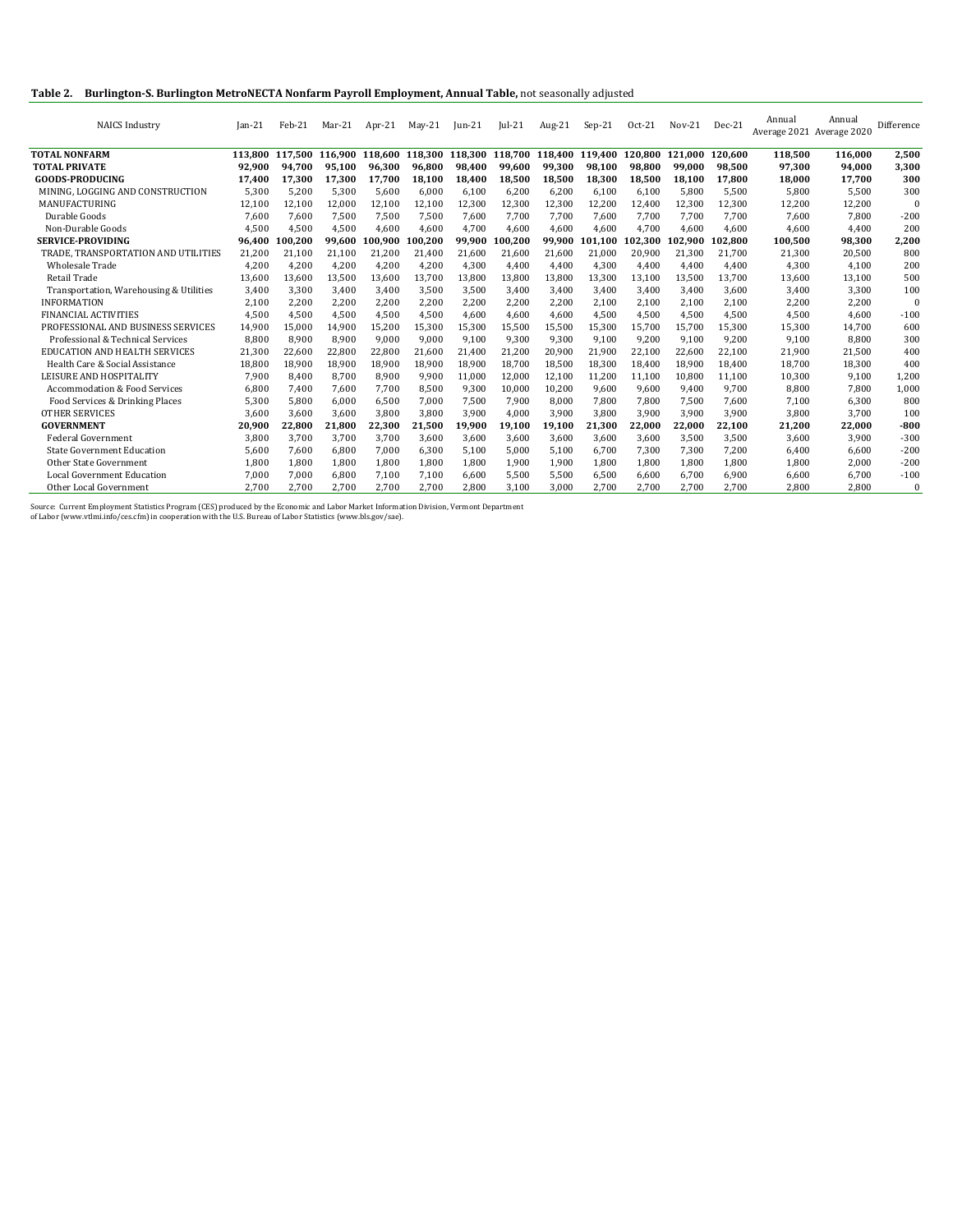**Table 2. Burlington-S. Burlington MetroNECTA Nonfarm Payroll Employment, Annual Table,** not seasonally adjusted

| NAICS Industry | Jan-21 | Feb-21 | Mar-21 | Apr-21 | May-21 | Jun-21 | Jul-21 | Aug-21 | Sep-21 | Oct-21 | Nov-21 | Dec-21 | Annual Average 2021 | Annual Average 2020 | Difference |
|---|---|---|---|---|---|---|---|---|---|---|---|---|---|---|---|
| **TOTAL NONFARM** | **113,800** | **117,500** | **116,900** | **118,600** | **118,300** | **118,300** | **118,700** | **118,400** | **119,400** | **120,800** | **121,000** | **120,600** | **118,500** | **116,000** | **2,500** |
| **TOTAL PRIVATE** | **92,900** | **94,700** | **95,100** | **96,300** | **96,800** | **98,400** | **99,600** | **99,300** | **98,100** | **98,800** | **99,000** | **98,500** | **97,300** | **94,000** | **3,300** |
| **GOODS-PRODUCING** | **17,400** | **17,300** | **17,300** | **17,700** | **18,100** | **18,400** | **18,500** | **18,500** | **18,300** | **18,500** | **18,100** | **17,800** | **18,000** | **17,700** | **300** |
| MINING, LOGGING AND CONSTRUCTION | 5,300 | 5,200 | 5,300 | 5,600 | 6,000 | 6,100 | 6,200 | 6,200 | 6,100 | 6,100 | 5,800 | 5,500 | 5,800 | 5,500 | 300 |
| MANUFACTURING | 12,100 | 12,100 | 12,000 | 12,100 | 12,100 | 12,300 | 12,300 | 12,300 | 12,200 | 12,400 | 12,300 | 12,300 | 12,200 | 12,200 | 0 |
| Durable Goods | 7,600 | 7,600 | 7,500 | 7,500 | 7,500 | 7,600 | 7,700 | 7,700 | 7,600 | 7,700 | 7,700 | 7,700 | 7,600 | 7,800 | -200 |
| Non-Durable Goods | 4,500 | 4,500 | 4,500 | 4,600 | 4,600 | 4,700 | 4,600 | 4,600 | 4,600 | 4,700 | 4,600 | 4,600 | 4,600 | 4,400 | 200 |
| **SERVICE-PROVIDING** | **96,400** | **100,200** | **99,600** | **100,900** | **100,200** | **99,900** | **100,200** | **99,900** | **101,100** | **102,300** | **102,900** | **102,800** | **100,500** | **98,300** | **2,200** |
| TRADE, TRANSPORTATION AND UTILITIES | 21,200 | 21,100 | 21,100 | 21,200 | 21,400 | 21,600 | 21,600 | 21,600 | 21,000 | 20,900 | 21,300 | 21,700 | 21,300 | 20,500 | 800 |
| Wholesale Trade | 4,200 | 4,200 | 4,200 | 4,200 | 4,200 | 4,300 | 4,400 | 4,400 | 4,300 | 4,400 | 4,400 | 4,400 | 4,300 | 4,100 | 200 |
| Retail Trade | 13,600 | 13,600 | 13,500 | 13,600 | 13,700 | 13,800 | 13,800 | 13,800 | 13,300 | 13,100 | 13,500 | 13,700 | 13,600 | 13,100 | 500 |
| Transportation, Warehousing & Utilities | 3,400 | 3,300 | 3,400 | 3,400 | 3,500 | 3,500 | 3,400 | 3,400 | 3,400 | 3,400 | 3,400 | 3,600 | 3,400 | 3,300 | 100 |
| INFORMATION | 2,100 | 2,200 | 2,200 | 2,200 | 2,200 | 2,200 | 2,200 | 2,200 | 2,100 | 2,100 | 2,100 | 2,100 | 2,200 | 2,200 | 0 |
| FINANCIAL ACTIVITIES | 4,500 | 4,500 | 4,500 | 4,500 | 4,500 | 4,600 | 4,600 | 4,600 | 4,500 | 4,500 | 4,500 | 4,500 | 4,500 | 4,600 | -100 |
| PROFESSIONAL AND BUSINESS SERVICES | 14,900 | 15,000 | 14,900 | 15,200 | 15,300 | 15,300 | 15,500 | 15,500 | 15,300 | 15,700 | 15,700 | 15,300 | 15,300 | 14,700 | 600 |
| Professional & Technical Services | 8,800 | 8,900 | 8,900 | 9,000 | 9,000 | 9,100 | 9,300 | 9,300 | 9,100 | 9,200 | 9,100 | 9,200 | 9,100 | 8,800 | 300 |
| EDUCATION AND HEALTH SERVICES | 21,300 | 22,600 | 22,800 | 22,800 | 21,600 | 21,400 | 21,200 | 20,900 | 21,900 | 22,100 | 22,600 | 22,100 | 21,900 | 21,500 | 400 |
| Health Care & Social Assistance | 18,800 | 18,900 | 18,900 | 18,900 | 18,900 | 18,900 | 18,700 | 18,500 | 18,300 | 18,400 | 18,900 | 18,400 | 18,700 | 18,300 | 400 |
| LEISURE AND HOSPITALITY | 7,900 | 8,400 | 8,700 | 8,900 | 9,900 | 11,000 | 12,000 | 12,100 | 11,200 | 11,100 | 10,800 | 11,100 | 10,300 | 9,100 | 1,200 |
| Accommodation & Food Services | 6,800 | 7,400 | 7,600 | 7,700 | 8,500 | 9,300 | 10,000 | 10,200 | 9,600 | 9,600 | 9,400 | 9,700 | 8,800 | 7,800 | 1,000 |
| Food Services & Drinking Places | 5,300 | 5,800 | 6,000 | 6,500 | 7,000 | 7,500 | 7,900 | 8,000 | 7,800 | 7,800 | 7,500 | 7,600 | 7,100 | 6,300 | 800 |
| OTHER SERVICES | 3,600 | 3,600 | 3,600 | 3,800 | 3,800 | 3,900 | 4,000 | 3,900 | 3,800 | 3,900 | 3,900 | 3,900 | 3,800 | 3,700 | 100 |
| **GOVERNMENT** | **20,900** | **22,800** | **21,800** | **22,300** | **21,500** | **19,900** | **19,100** | **19,100** | **21,300** | **22,000** | **22,000** | **22,100** | **21,200** | **22,000** | **-800** |
| Federal Government | 3,800 | 3,700 | 3,700 | 3,700 | 3,600 | 3,600 | 3,600 | 3,600 | 3,600 | 3,600 | 3,500 | 3,500 | 3,600 | 3,900 | -300 |
| State Government Education | 5,600 | 7,600 | 6,800 | 7,000 | 6,300 | 5,100 | 5,000 | 5,100 | 6,700 | 7,300 | 7,300 | 7,200 | 6,400 | 6,600 | -200 |
| Other State Government | 1,800 | 1,800 | 1,800 | 1,800 | 1,800 | 1,800 | 1,900 | 1,900 | 1,800 | 1,800 | 1,800 | 1,800 | 1,800 | 2,000 | -200 |
| Local Government Education | 7,000 | 7,000 | 6,800 | 7,100 | 7,100 | 6,600 | 5,500 | 5,500 | 6,500 | 6,600 | 6,700 | 6,900 | 6,600 | 6,700 | -100 |
| Other Local Government | 2,700 | 2,700 | 2,700 | 2,700 | 2,700 | 2,800 | 3,100 | 3,000 | 2,700 | 2,700 | 2,700 | 2,700 | 2,800 | 2,800 | 0 |

Source: Current Employment Statistics Program (CES) produced by the Economic and Labor Market Information Division, Vermont Department of Labor (www.vtlmi.info/ces.cfm) in cooperation with the U.S. Bureau of Labor Statistics (www.bls.gov/sae).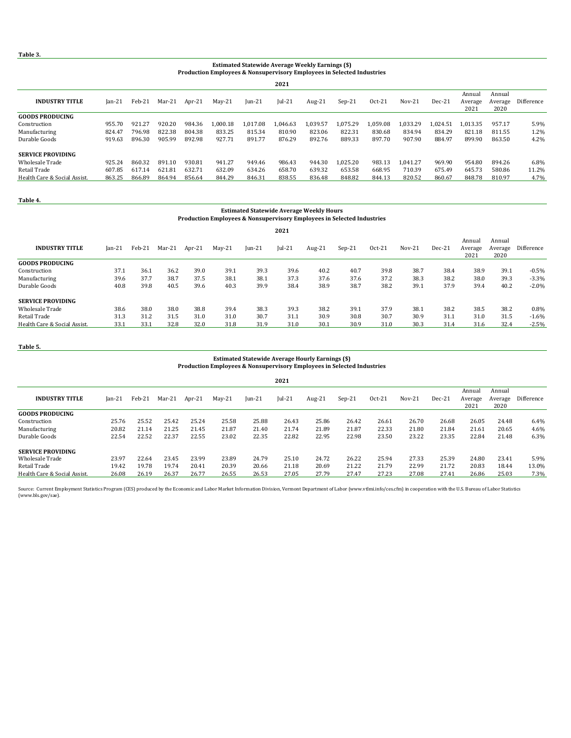**Table 3.**

**Estimated Statewide Average Weekly Earnings ($)**
**Production Employees & Nonsupervisory Employees in Selected Industries**

**2021**

| INDUSTRY TITLE | Jan-21 | Feb-21 | Mar-21 | Apr-21 | May-21 | Jun-21 | Jul-21 | Aug-21 | Sep-21 | Oct-21 | Nov-21 | Dec-21 | Annual Average 2021 | Annual Average 2020 | Difference |
|---|---|---|---|---|---|---|---|---|---|---|---|---|---|---|---|
| **GOODS PRODUCING** | | | | | | | | | | | | | | | |
| Construction | 955.70 | 921.27 | 920.20 | 984.36 | 1,000.18 | 1,017.08 | 1,046.63 | 1,039.57 | 1,075.29 | 1,059.08 | 1,033.29 | 1,024.51 | 1,013.35 | 957.17 | 5.9% |
| Manufacturing | 824.47 | 796.98 | 822.38 | 804.38 | 833.25 | 815.34 | 810.90 | 823.06 | 822.31 | 830.68 | 834.94 | 834.29 | 821.18 | 811.55 | 1.2% |
| Durable Goods | 919.63 | 896.30 | 905.99 | 892.98 | 927.71 | 891.77 | 876.29 | 892.76 | 889.33 | 897.70 | 907.90 | 884.97 | 899.90 | 863.50 | 4.2% |
| **SERVICE PROVIDING** | | | | | | | | | | | | | | | |
| Wholesale Trade | 925.24 | 860.32 | 891.10 | 930.81 | 941.27 | 949.46 | 986.43 | 944.30 | 1,025.20 | 983.13 | 1,041.27 | 969.90 | 954.80 | 894.26 | 6.8% |
| Retail Trade | 607.85 | 617.14 | 621.81 | 632.71 | 632.09 | 634.26 | 658.70 | 639.32 | 653.58 | 668.95 | 710.39 | 675.49 | 645.73 | 580.86 | 11.2% |
| Health Care & Social Assist. | 863.25 | 866.89 | 864.94 | 856.64 | 844.29 | 846.31 | 838.55 | 836.48 | 848.82 | 844.13 | 820.52 | 860.67 | 848.78 | 810.97 | 4.7% |

**Table 4.**

**Estimated Statewide Average Weekly Hours**
**Production Employees & Nonsupervisory Employees in Selected Industries**

**2021**

| INDUSTRY TITLE | Jan-21 | Feb-21 | Mar-21 | Apr-21 | May-21 | Jun-21 | Jul-21 | Aug-21 | Sep-21 | Oct-21 | Nov-21 | Dec-21 | Annual Average 2021 | Annual Average 2020 | Difference |
|---|---|---|---|---|---|---|---|---|---|---|---|---|---|---|---|
| **GOODS PRODUCING** | | | | | | | | | | | | | | | |
| Construction | 37.1 | 36.1 | 36.2 | 39.0 | 39.1 | 39.3 | 39.6 | 40.2 | 40.7 | 39.8 | 38.7 | 38.4 | 38.9 | 39.1 | -0.5% |
| Manufacturing | 39.6 | 37.7 | 38.7 | 37.5 | 38.1 | 38.1 | 37.3 | 37.6 | 37.6 | 37.2 | 38.3 | 38.2 | 38.0 | 39.3 | -3.3% |
| Durable Goods | 40.8 | 39.8 | 40.5 | 39.6 | 40.3 | 39.9 | 38.4 | 38.9 | 38.7 | 38.2 | 39.1 | 37.9 | 39.4 | 40.2 | -2.0% |
| **SERVICE PROVIDING** | | | | | | | | | | | | | | | |
| Wholesale Trade | 38.6 | 38.0 | 38.0 | 38.8 | 39.4 | 38.3 | 39.3 | 38.2 | 39.1 | 37.9 | 38.1 | 38.2 | 38.5 | 38.2 | 0.8% |
| Retail Trade | 31.3 | 31.2 | 31.5 | 31.0 | 31.0 | 30.7 | 31.1 | 30.9 | 30.8 | 30.7 | 30.9 | 31.1 | 31.0 | 31.5 | -1.6% |
| Health Care & Social Assist. | 33.1 | 33.1 | 32.8 | 32.0 | 31.8 | 31.9 | 31.0 | 30.1 | 30.9 | 31.0 | 30.3 | 31.4 | 31.6 | 32.4 | -2.5% |

**Table 5.**

**Estimated Statewide Average Hourly Earnings ($)**
**Production Employees & Nonsupervisory Employees in Selected Industries**

**2021**

| INDUSTRY TITLE | Jan-21 | Feb-21 | Mar-21 | Apr-21 | May-21 | Jun-21 | Jul-21 | Aug-21 | Sep-21 | Oct-21 | Nov-21 | Dec-21 | Annual Average 2021 | Annual Average 2020 | Difference |
|---|---|---|---|---|---|---|---|---|---|---|---|---|---|---|---|
| **GOODS PRODUCING** | | | | | | | | | | | | | | | |
| Construction | 25.76 | 25.52 | 25.42 | 25.24 | 25.58 | 25.88 | 26.43 | 25.86 | 26.42 | 26.61 | 26.70 | 26.68 | 26.05 | 24.48 | 6.4% |
| Manufacturing | 20.82 | 21.14 | 21.25 | 21.45 | 21.87 | 21.40 | 21.74 | 21.89 | 21.87 | 22.33 | 21.80 | 21.84 | 21.61 | 20.65 | 4.6% |
| Durable Goods | 22.54 | 22.52 | 22.37 | 22.55 | 23.02 | 22.35 | 22.82 | 22.95 | 22.98 | 23.50 | 23.22 | 23.35 | 22.84 | 21.48 | 6.3% |
| **SERVICE PROVIDING** | | | | | | | | | | | | | | | |
| Wholesale Trade | 23.97 | 22.64 | 23.45 | 23.99 | 23.89 | 24.79 | 25.10 | 24.72 | 26.22 | 25.94 | 27.33 | 25.39 | 24.80 | 23.41 | 5.9% |
| Retail Trade | 19.42 | 19.78 | 19.74 | 20.41 | 20.39 | 20.66 | 21.18 | 20.69 | 21.22 | 21.79 | 22.99 | 21.72 | 20.83 | 18.44 | 13.0% |
| Health Care & Social Assist. | 26.08 | 26.19 | 26.37 | 26.77 | 26.55 | 26.53 | 27.05 | 27.79 | 27.47 | 27.23 | 27.08 | 27.41 | 26.86 | 25.03 | 7.3% |

Source: Current Employment Statistics Program (CES) produced by the Economic and Labor Market Information Division, Vermont Department of Labor (www.vtlmi.info/ces.cfm) in cooperation with the U.S. Bureau of Labor Statistics (www.bls.gov/sae).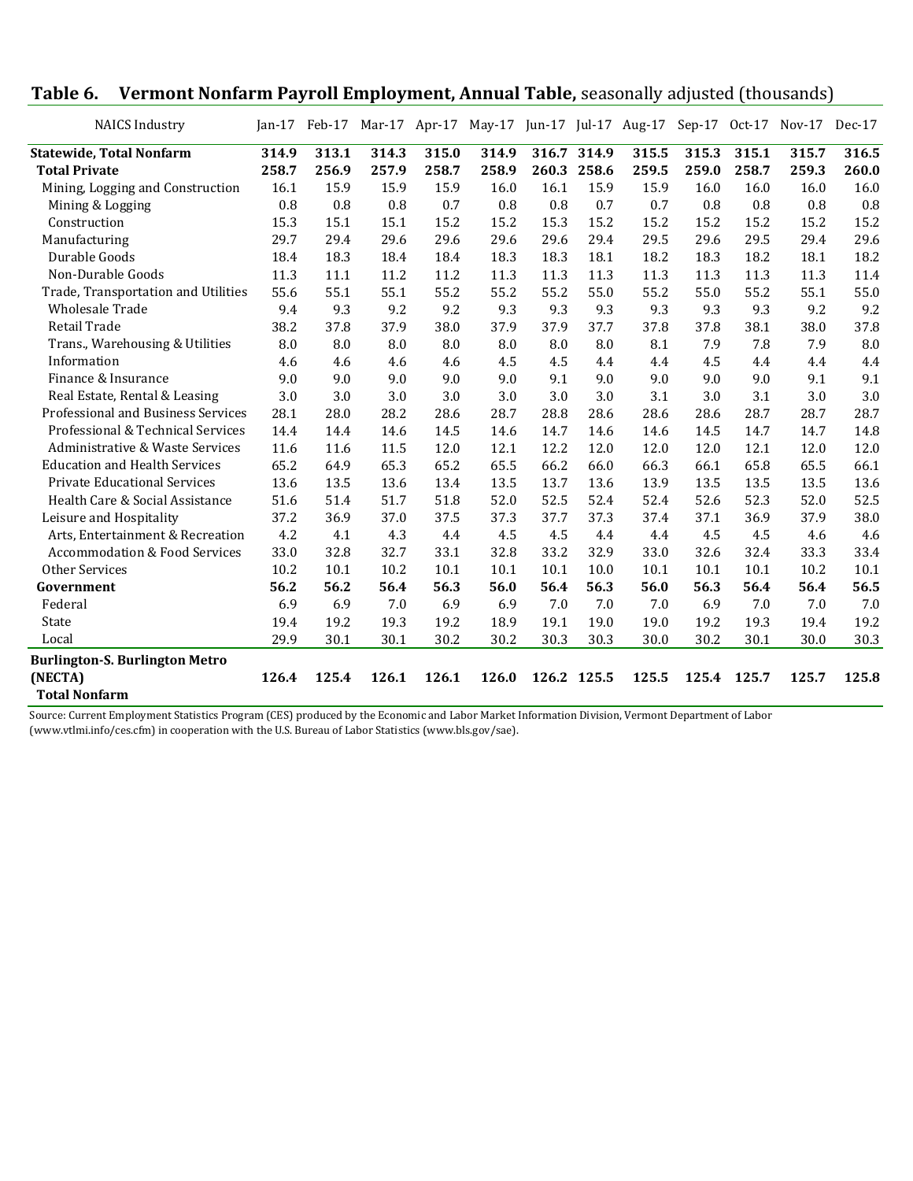## Table 6. Vermont Nonfarm Payroll Employment, Annual Table, seasonally adjusted (thousands)

| NAICS Industry | Jan-17 | Feb-17 | Mar-17 | Apr-17 | May-17 | Jun-17 | Jul-17 | Aug-17 | Sep-17 | Oct-17 | Nov-17 | Dec-17 |
|---|---|---|---|---|---|---|---|---|---|---|---|---|
| **Statewide, Total Nonfarm** | **314.9** | **313.1** | **314.3** | **315.0** | **314.9** | **316.7** | **314.9** | **315.5** | **315.3** | **315.1** | **315.7** | **316.5** |
| **Total Private** | **258.7** | **256.9** | **257.9** | **258.7** | **258.9** | **260.3** | **258.6** | **259.5** | **259.0** | **258.7** | **259.3** | **260.0** |
| Mining, Logging and Construction | 16.1 | 15.9 | 15.9 | 15.9 | 16.0 | 16.1 | 15.9 | 15.9 | 16.0 | 16.0 | 16.0 | 16.0 |
| Mining & Logging | 0.8 | 0.8 | 0.8 | 0.7 | 0.8 | 0.8 | 0.7 | 0.7 | 0.8 | 0.8 | 0.8 | 0.8 |
| Construction | 15.3 | 15.1 | 15.1 | 15.2 | 15.2 | 15.3 | 15.2 | 15.2 | 15.2 | 15.2 | 15.2 | 15.2 |
| Manufacturing | 29.7 | 29.4 | 29.6 | 29.6 | 29.6 | 29.6 | 29.4 | 29.5 | 29.6 | 29.5 | 29.4 | 29.6 |
| Durable Goods | 18.4 | 18.3 | 18.4 | 18.4 | 18.3 | 18.3 | 18.1 | 18.2 | 18.3 | 18.2 | 18.1 | 18.2 |
| Non-Durable Goods | 11.3 | 11.1 | 11.2 | 11.2 | 11.3 | 11.3 | 11.3 | 11.3 | 11.3 | 11.3 | 11.3 | 11.4 |
| Trade, Transportation and Utilities | 55.6 | 55.1 | 55.1 | 55.2 | 55.2 | 55.2 | 55.0 | 55.2 | 55.0 | 55.2 | 55.1 | 55.0 |
| Wholesale Trade | 9.4 | 9.3 | 9.2 | 9.2 | 9.3 | 9.3 | 9.3 | 9.3 | 9.3 | 9.3 | 9.2 | 9.2 |
| Retail Trade | 38.2 | 37.8 | 37.9 | 38.0 | 37.9 | 37.9 | 37.7 | 37.8 | 37.8 | 38.1 | 38.0 | 37.8 |
| Trans., Warehousing & Utilities | 8.0 | 8.0 | 8.0 | 8.0 | 8.0 | 8.0 | 8.0 | 8.1 | 7.9 | 7.8 | 7.9 | 8.0 |
| Information | 4.6 | 4.6 | 4.6 | 4.6 | 4.5 | 4.5 | 4.4 | 4.4 | 4.5 | 4.4 | 4.4 | 4.4 |
| Finance & Insurance | 9.0 | 9.0 | 9.0 | 9.0 | 9.0 | 9.1 | 9.0 | 9.0 | 9.0 | 9.0 | 9.1 | 9.1 |
| Real Estate, Rental & Leasing | 3.0 | 3.0 | 3.0 | 3.0 | 3.0 | 3.0 | 3.0 | 3.1 | 3.0 | 3.1 | 3.0 | 3.0 |
| Professional and Business Services | 28.1 | 28.0 | 28.2 | 28.6 | 28.7 | 28.8 | 28.6 | 28.6 | 28.6 | 28.7 | 28.7 | 28.7 |
| Professional & Technical Services | 14.4 | 14.4 | 14.6 | 14.5 | 14.6 | 14.7 | 14.6 | 14.6 | 14.5 | 14.7 | 14.7 | 14.8 |
| Administrative & Waste Services | 11.6 | 11.6 | 11.5 | 12.0 | 12.1 | 12.2 | 12.0 | 12.0 | 12.0 | 12.1 | 12.0 | 12.0 |
| Education and Health Services | 65.2 | 64.9 | 65.3 | 65.2 | 65.5 | 66.2 | 66.0 | 66.3 | 66.1 | 65.8 | 65.5 | 66.1 |
| Private Educational Services | 13.6 | 13.5 | 13.6 | 13.4 | 13.5 | 13.7 | 13.6 | 13.9 | 13.5 | 13.5 | 13.5 | 13.6 |
| Health Care & Social Assistance | 51.6 | 51.4 | 51.7 | 51.8 | 52.0 | 52.5 | 52.4 | 52.4 | 52.6 | 52.3 | 52.0 | 52.5 |
| Leisure and Hospitality | 37.2 | 36.9 | 37.0 | 37.5 | 37.3 | 37.7 | 37.3 | 37.4 | 37.1 | 36.9 | 37.9 | 38.0 |
| Arts, Entertainment & Recreation | 4.2 | 4.1 | 4.3 | 4.4 | 4.5 | 4.5 | 4.4 | 4.4 | 4.5 | 4.5 | 4.6 | 4.6 |
| Accommodation & Food Services | 33.0 | 32.8 | 32.7 | 33.1 | 32.8 | 33.2 | 32.9 | 33.0 | 32.6 | 32.4 | 33.3 | 33.4 |
| Other Services | 10.2 | 10.1 | 10.2 | 10.1 | 10.1 | 10.1 | 10.0 | 10.1 | 10.1 | 10.1 | 10.2 | 10.1 |
| **Government** | **56.2** | **56.2** | **56.4** | **56.3** | **56.0** | **56.4** | **56.3** | **56.0** | **56.3** | **56.4** | **56.4** | **56.5** |
| Federal | 6.9 | 6.9 | 7.0 | 6.9 | 6.9 | 7.0 | 7.0 | 7.0 | 6.9 | 7.0 | 7.0 | 7.0 |
| State | 19.4 | 19.2 | 19.3 | 19.2 | 18.9 | 19.1 | 19.0 | 19.0 | 19.2 | 19.3 | 19.4 | 19.2 |
| Local | 29.9 | 30.1 | 30.1 | 30.2 | 30.2 | 30.3 | 30.3 | 30.0 | 30.2 | 30.1 | 30.0 | 30.3 |
| **Burlington-S. Burlington Metro (NECTA) Total Nonfarm** | **126.4** | **125.4** | **126.1** | **126.1** | **126.0** | **126.2** | **125.5** | **125.5** | **125.4** | **125.7** | **125.7** | **125.8** |

Source: Current Employment Statistics Program (CES) produced by the Economic and Labor Market Information Division, Vermont Department of Labor (www.vtlmi.info/ces.cfm) in cooperation with the U.S. Bureau of Labor Statistics (www.bls.gov/sae).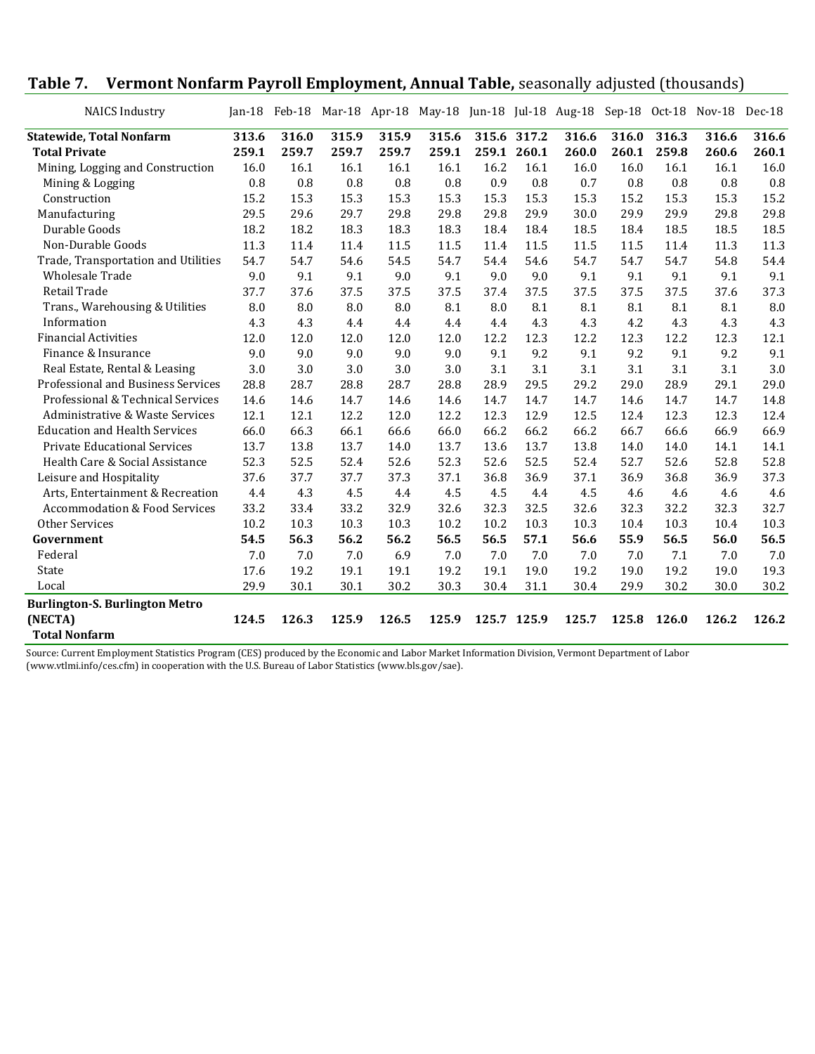## Table 7. Vermont Nonfarm Payroll Employment, Annual Table, seasonally adjusted (thousands)

| NAICS Industry | Jan-18 | Feb-18 | Mar-18 | Apr-18 | May-18 | Jun-18 | Jul-18 | Aug-18 | Sep-18 | Oct-18 | Nov-18 | Dec-18 |
|---|---|---|---|---|---|---|---|---|---|---|---|---|
| **Statewide, Total Nonfarm** | **313.6** | **316.0** | **315.9** | **315.9** | **315.6** | **315.6** | **317.2** | **316.6** | **316.0** | **316.3** | **316.6** | **316.6** |
| **Total Private** | **259.1** | **259.7** | **259.7** | **259.7** | **259.1** | **259.1** | **260.1** | **260.0** | **260.1** | **259.8** | **260.6** | **260.1** |
| Mining, Logging and Construction | 16.0 | 16.1 | 16.1 | 16.1 | 16.1 | 16.2 | 16.1 | 16.0 | 16.0 | 16.1 | 16.1 | 16.0 |
| Mining & Logging | 0.8 | 0.8 | 0.8 | 0.8 | 0.8 | 0.9 | 0.8 | 0.7 | 0.8 | 0.8 | 0.8 | 0.8 |
| Construction | 15.2 | 15.3 | 15.3 | 15.3 | 15.3 | 15.3 | 15.3 | 15.3 | 15.2 | 15.3 | 15.3 | 15.2 |
| Manufacturing | 29.5 | 29.6 | 29.7 | 29.8 | 29.8 | 29.8 | 29.9 | 30.0 | 29.9 | 29.9 | 29.8 | 29.8 |
| Durable Goods | 18.2 | 18.2 | 18.3 | 18.3 | 18.3 | 18.4 | 18.4 | 18.5 | 18.4 | 18.5 | 18.5 | 18.5 |
| Non-Durable Goods | 11.3 | 11.4 | 11.4 | 11.5 | 11.5 | 11.4 | 11.5 | 11.5 | 11.5 | 11.4 | 11.3 | 11.3 |
| Trade, Transportation and Utilities | 54.7 | 54.7 | 54.6 | 54.5 | 54.7 | 54.4 | 54.6 | 54.7 | 54.7 | 54.7 | 54.8 | 54.4 |
| Wholesale Trade | 9.0 | 9.1 | 9.1 | 9.0 | 9.1 | 9.0 | 9.0 | 9.1 | 9.1 | 9.1 | 9.1 | 9.1 |
| Retail Trade | 37.7 | 37.6 | 37.5 | 37.5 | 37.5 | 37.4 | 37.5 | 37.5 | 37.5 | 37.5 | 37.6 | 37.3 |
| Trans., Warehousing & Utilities | 8.0 | 8.0 | 8.0 | 8.0 | 8.1 | 8.0 | 8.1 | 8.1 | 8.1 | 8.1 | 8.1 | 8.0 |
| Information | 4.3 | 4.3 | 4.4 | 4.4 | 4.4 | 4.4 | 4.3 | 4.3 | 4.2 | 4.3 | 4.3 | 4.3 |
| Financial Activities | 12.0 | 12.0 | 12.0 | 12.0 | 12.0 | 12.2 | 12.3 | 12.2 | 12.3 | 12.2 | 12.3 | 12.1 |
| Finance & Insurance | 9.0 | 9.0 | 9.0 | 9.0 | 9.0 | 9.1 | 9.2 | 9.1 | 9.2 | 9.1 | 9.2 | 9.1 |
| Real Estate, Rental & Leasing | 3.0 | 3.0 | 3.0 | 3.0 | 3.0 | 3.1 | 3.1 | 3.1 | 3.1 | 3.1 | 3.1 | 3.0 |
| Professional and Business Services | 28.8 | 28.7 | 28.8 | 28.7 | 28.8 | 28.9 | 29.5 | 29.2 | 29.0 | 28.9 | 29.1 | 29.0 |
| Professional & Technical Services | 14.6 | 14.6 | 14.7 | 14.6 | 14.6 | 14.7 | 14.7 | 14.7 | 14.6 | 14.7 | 14.7 | 14.8 |
| Administrative & Waste Services | 12.1 | 12.1 | 12.2 | 12.0 | 12.2 | 12.3 | 12.9 | 12.5 | 12.4 | 12.3 | 12.3 | 12.4 |
| Education and Health Services | 66.0 | 66.3 | 66.1 | 66.6 | 66.0 | 66.2 | 66.2 | 66.2 | 66.7 | 66.6 | 66.9 | 66.9 |
| Private Educational Services | 13.7 | 13.8 | 13.7 | 14.0 | 13.7 | 13.6 | 13.7 | 13.8 | 14.0 | 14.0 | 14.1 | 14.1 |
| Health Care & Social Assistance | 52.3 | 52.5 | 52.4 | 52.6 | 52.3 | 52.6 | 52.5 | 52.4 | 52.7 | 52.6 | 52.8 | 52.8 |
| Leisure and Hospitality | 37.6 | 37.7 | 37.7 | 37.3 | 37.1 | 36.8 | 36.9 | 37.1 | 36.9 | 36.8 | 36.9 | 37.3 |
| Arts, Entertainment & Recreation | 4.4 | 4.3 | 4.5 | 4.4 | 4.5 | 4.5 | 4.4 | 4.5 | 4.6 | 4.6 | 4.6 | 4.6 |
| Accommodation & Food Services | 33.2 | 33.4 | 33.2 | 32.9 | 32.6 | 32.3 | 32.5 | 32.6 | 32.3 | 32.2 | 32.3 | 32.7 |
| Other Services | 10.2 | 10.3 | 10.3 | 10.3 | 10.2 | 10.2 | 10.3 | 10.3 | 10.4 | 10.3 | 10.4 | 10.3 |
| **Government** | **54.5** | **56.3** | **56.2** | **56.2** | **56.5** | **56.5** | **57.1** | **56.6** | **55.9** | **56.5** | **56.0** | **56.5** |
| Federal | 7.0 | 7.0 | 7.0 | 6.9 | 7.0 | 7.0 | 7.0 | 7.0 | 7.0 | 7.1 | 7.0 | 7.0 |
| State | 17.6 | 19.2 | 19.1 | 19.1 | 19.2 | 19.1 | 19.0 | 19.2 | 19.0 | 19.2 | 19.0 | 19.3 |
| Local | 29.9 | 30.1 | 30.1 | 30.2 | 30.3 | 30.4 | 31.1 | 30.4 | 29.9 | 30.2 | 30.0 | 30.2 |
| **Burlington-S. Burlington Metro (NECTA) Total Nonfarm** | **124.5** | **126.3** | **125.9** | **126.5** | **125.9** | **125.7** | **125.9** | **125.7** | **125.8** | **126.0** | **126.2** | **126.2** |

Source: Current Employment Statistics Program (CES) produced by the Economic and Labor Market Information Division, Vermont Department of Labor (www.vtlmi.info/ces.cfm) in cooperation with the U.S. Bureau of Labor Statistics (www.bls.gov/sae).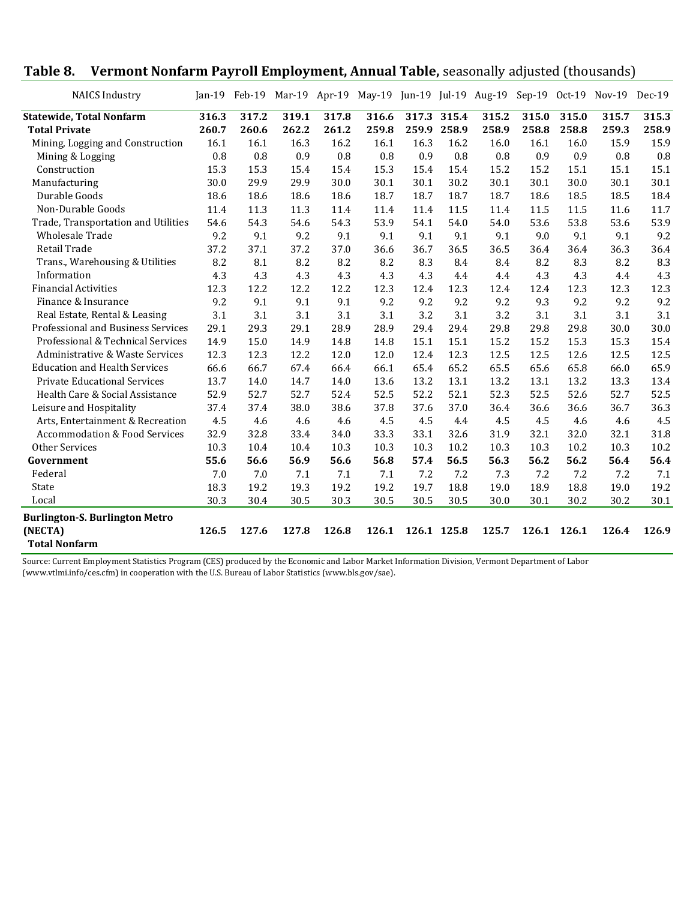## Table 8. Vermont Nonfarm Payroll Employment, Annual Table, seasonally adjusted (thousands)

| NAICS Industry | Jan-19 | Feb-19 | Mar-19 | Apr-19 | May-19 | Jun-19 | Jul-19 | Aug-19 | Sep-19 | Oct-19 | Nov-19 | Dec-19 |
|---|---|---|---|---|---|---|---|---|---|---|---|---|
| **Statewide, Total Nonfarm** | **316.3** | **317.2** | **319.1** | **317.8** | **316.6** | **317.3** | **315.4** | **315.2** | **315.0** | **315.0** | **315.7** | **315.3** |
| **Total Private** | **260.7** | **260.6** | **262.2** | **261.2** | **259.8** | **259.9** | **258.9** | **258.9** | **258.8** | **258.8** | **259.3** | **258.9** |
| Mining, Logging and Construction | 16.1 | 16.1 | 16.3 | 16.2 | 16.1 | 16.3 | 16.2 | 16.0 | 16.1 | 16.0 | 15.9 | 15.9 |
| Mining & Logging | 0.8 | 0.8 | 0.9 | 0.8 | 0.8 | 0.9 | 0.8 | 0.8 | 0.9 | 0.9 | 0.8 | 0.8 |
| Construction | 15.3 | 15.3 | 15.4 | 15.4 | 15.3 | 15.4 | 15.4 | 15.2 | 15.2 | 15.1 | 15.1 | 15.1 |
| Manufacturing | 30.0 | 29.9 | 29.9 | 30.0 | 30.1 | 30.1 | 30.2 | 30.1 | 30.1 | 30.0 | 30.1 | 30.1 |
| Durable Goods | 18.6 | 18.6 | 18.6 | 18.6 | 18.7 | 18.7 | 18.7 | 18.7 | 18.6 | 18.5 | 18.5 | 18.4 |
| Non-Durable Goods | 11.4 | 11.3 | 11.3 | 11.4 | 11.4 | 11.4 | 11.5 | 11.4 | 11.5 | 11.5 | 11.6 | 11.7 |
| Trade, Transportation and Utilities | 54.6 | 54.3 | 54.6 | 54.3 | 53.9 | 54.1 | 54.0 | 54.0 | 53.6 | 53.8 | 53.6 | 53.9 |
| Wholesale Trade | 9.2 | 9.1 | 9.2 | 9.1 | 9.1 | 9.1 | 9.1 | 9.1 | 9.0 | 9.1 | 9.1 | 9.2 |
| Retail Trade | 37.2 | 37.1 | 37.2 | 37.0 | 36.6 | 36.7 | 36.5 | 36.5 | 36.4 | 36.4 | 36.3 | 36.4 |
| Trans., Warehousing & Utilities | 8.2 | 8.1 | 8.2 | 8.2 | 8.2 | 8.3 | 8.4 | 8.4 | 8.2 | 8.3 | 8.2 | 8.3 |
| Information | 4.3 | 4.3 | 4.3 | 4.3 | 4.3 | 4.3 | 4.4 | 4.4 | 4.3 | 4.3 | 4.4 | 4.3 |
| Financial Activities | 12.3 | 12.2 | 12.2 | 12.2 | 12.3 | 12.4 | 12.3 | 12.4 | 12.4 | 12.3 | 12.3 | 12.3 |
| Finance & Insurance | 9.2 | 9.1 | 9.1 | 9.1 | 9.2 | 9.2 | 9.2 | 9.2 | 9.3 | 9.2 | 9.2 | 9.2 |
| Real Estate, Rental & Leasing | 3.1 | 3.1 | 3.1 | 3.1 | 3.1 | 3.2 | 3.1 | 3.2 | 3.1 | 3.1 | 3.1 | 3.1 |
| Professional and Business Services | 29.1 | 29.3 | 29.1 | 28.9 | 28.9 | 29.4 | 29.4 | 29.8 | 29.8 | 29.8 | 30.0 | 30.0 |
| Professional & Technical Services | 14.9 | 15.0 | 14.9 | 14.8 | 14.8 | 15.1 | 15.1 | 15.2 | 15.2 | 15.3 | 15.3 | 15.4 |
| Administrative & Waste Services | 12.3 | 12.3 | 12.2 | 12.0 | 12.0 | 12.4 | 12.3 | 12.5 | 12.5 | 12.6 | 12.5 | 12.5 |
| Education and Health Services | 66.6 | 66.7 | 67.4 | 66.4 | 66.1 | 65.4 | 65.2 | 65.5 | 65.6 | 65.8 | 66.0 | 65.9 |
| Private Educational Services | 13.7 | 14.0 | 14.7 | 14.0 | 13.6 | 13.2 | 13.1 | 13.2 | 13.1 | 13.2 | 13.3 | 13.4 |
| Health Care & Social Assistance | 52.9 | 52.7 | 52.7 | 52.4 | 52.5 | 52.2 | 52.1 | 52.3 | 52.5 | 52.6 | 52.7 | 52.5 |
| Leisure and Hospitality | 37.4 | 37.4 | 38.0 | 38.6 | 37.8 | 37.6 | 37.0 | 36.4 | 36.6 | 36.6 | 36.7 | 36.3 |
| Arts, Entertainment & Recreation | 4.5 | 4.6 | 4.6 | 4.6 | 4.5 | 4.5 | 4.4 | 4.5 | 4.5 | 4.6 | 4.6 | 4.5 |
| Accommodation & Food Services | 32.9 | 32.8 | 33.4 | 34.0 | 33.3 | 33.1 | 32.6 | 31.9 | 32.1 | 32.0 | 32.1 | 31.8 |
| Other Services | 10.3 | 10.4 | 10.4 | 10.3 | 10.3 | 10.3 | 10.2 | 10.3 | 10.3 | 10.2 | 10.3 | 10.2 |
| **Government** | **55.6** | **56.6** | **56.9** | **56.6** | **56.8** | **57.4** | **56.5** | **56.3** | **56.2** | **56.2** | **56.4** | **56.4** |
| Federal | 7.0 | 7.0 | 7.1 | 7.1 | 7.1 | 7.2 | 7.2 | 7.3 | 7.2 | 7.2 | 7.2 | 7.1 |
| State | 18.3 | 19.2 | 19.3 | 19.2 | 19.2 | 19.7 | 18.8 | 19.0 | 18.9 | 18.8 | 19.0 | 19.2 |
| Local | 30.3 | 30.4 | 30.5 | 30.3 | 30.5 | 30.5 | 30.5 | 30.0 | 30.1 | 30.2 | 30.2 | 30.1 |
| **Burlington-S. Burlington Metro (NECTA) Total Nonfarm** | **126.5** | **127.6** | **127.8** | **126.8** | **126.1** | **126.1** | **125.8** | **125.7** | **126.1** | **126.1** | **126.4** | **126.9** |

Source: Current Employment Statistics Program (CES) produced by the Economic and Labor Market Information Division, Vermont Department of Labor (www.vtlmi.info/ces.cfm) in cooperation with the U.S. Bureau of Labor Statistics (www.bls.gov/sae).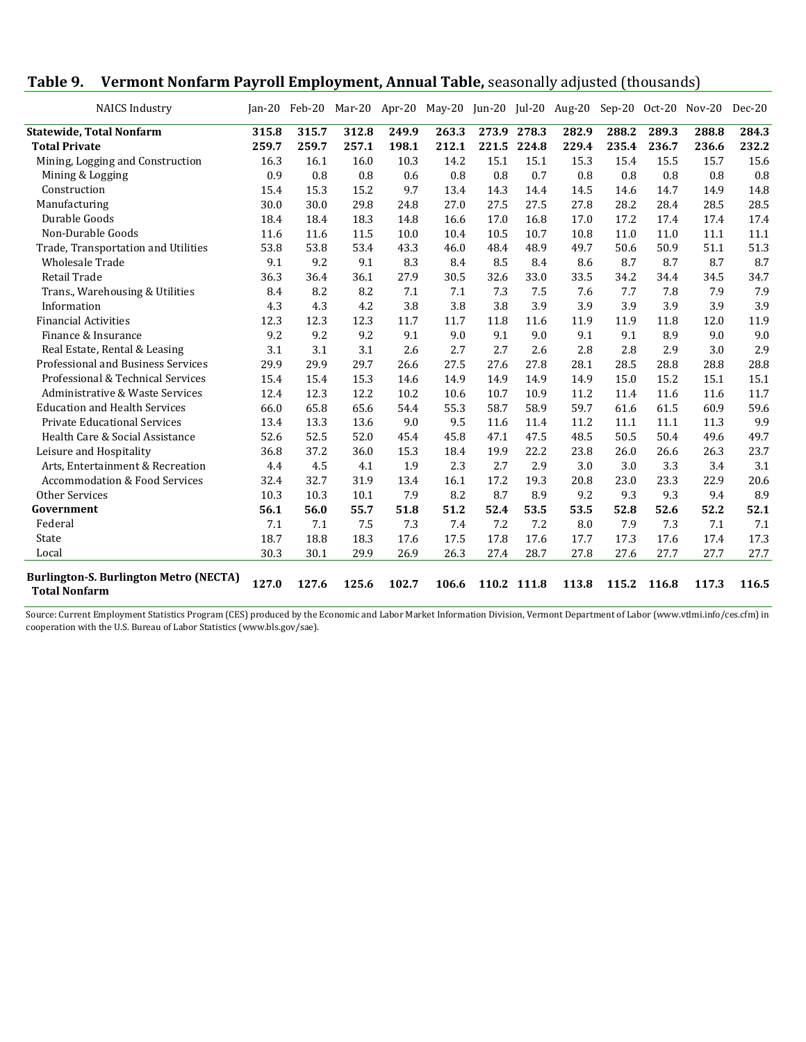## Table 9. Vermont Nonfarm Payroll Employment, Annual Table, seasonally adjusted (thousands)

| NAICS Industry | Jan-20 | Feb-20 | Mar-20 | Apr-20 | May-20 | Jun-20 | Jul-20 | Aug-20 | Sep-20 | Oct-20 | Nov-20 | Dec-20 |
|---|---|---|---|---|---|---|---|---|---|---|---|---|
| **Statewide, Total Nonfarm** | **315.8** | **315.7** | **312.8** | **249.9** | **263.3** | **273.9** | **278.3** | **282.9** | **288.2** | **289.3** | **288.8** | **284.3** |
| **Total Private** | **259.7** | **259.7** | **257.1** | **198.1** | **212.1** | **221.5** | **224.8** | **229.4** | **235.4** | **236.7** | **236.6** | **232.2** |
| Mining, Logging and Construction | 16.3 | 16.1 | 16.0 | 10.3 | 14.2 | 15.1 | 15.1 | 15.3 | 15.4 | 15.5 | 15.7 | 15.6 |
| Mining & Logging | 0.9 | 0.8 | 0.8 | 0.6 | 0.8 | 0.8 | 0.7 | 0.8 | 0.8 | 0.8 | 0.8 | 0.8 |
| Construction | 15.4 | 15.3 | 15.2 | 9.7 | 13.4 | 14.3 | 14.4 | 14.5 | 14.6 | 14.7 | 14.9 | 14.8 |
| Manufacturing | 30.0 | 30.0 | 29.8 | 24.8 | 27.0 | 27.5 | 27.5 | 27.8 | 28.2 | 28.4 | 28.5 | 28.5 |
| Durable Goods | 18.4 | 18.4 | 18.3 | 14.8 | 16.6 | 17.0 | 16.8 | 17.0 | 17.2 | 17.4 | 17.4 | 17.4 |
| Non-Durable Goods | 11.6 | 11.6 | 11.5 | 10.0 | 10.4 | 10.5 | 10.7 | 10.8 | 11.0 | 11.0 | 11.1 | 11.1 |
| Trade, Transportation and Utilities | 53.8 | 53.8 | 53.4 | 43.3 | 46.0 | 48.4 | 48.9 | 49.7 | 50.6 | 50.9 | 51.1 | 51.3 |
| Wholesale Trade | 9.1 | 9.2 | 9.1 | 8.3 | 8.4 | 8.5 | 8.4 | 8.6 | 8.7 | 8.7 | 8.7 | 8.7 |
| Retail Trade | 36.3 | 36.4 | 36.1 | 27.9 | 30.5 | 32.6 | 33.0 | 33.5 | 34.2 | 34.4 | 34.5 | 34.7 |
| Trans., Warehousing & Utilities | 8.4 | 8.2 | 8.2 | 7.1 | 7.1 | 7.3 | 7.5 | 7.6 | 7.7 | 7.8 | 7.9 | 7.9 |
| Information | 4.3 | 4.3 | 4.2 | 3.8 | 3.8 | 3.8 | 3.9 | 3.9 | 3.9 | 3.9 | 3.9 | 3.9 |
| Financial Activities | 12.3 | 12.3 | 12.3 | 11.7 | 11.7 | 11.8 | 11.6 | 11.9 | 11.9 | 11.8 | 12.0 | 11.9 |
| Finance & Insurance | 9.2 | 9.2 | 9.2 | 9.1 | 9.0 | 9.1 | 9.0 | 9.1 | 9.1 | 8.9 | 9.0 | 9.0 |
| Real Estate, Rental & Leasing | 3.1 | 3.1 | 3.1 | 2.6 | 2.7 | 2.7 | 2.6 | 2.8 | 2.8 | 2.9 | 3.0 | 2.9 |
| Professional and Business Services | 29.9 | 29.9 | 29.7 | 26.6 | 27.5 | 27.6 | 27.8 | 28.1 | 28.5 | 28.8 | 28.8 | 28.8 |
| Professional & Technical Services | 15.4 | 15.4 | 15.3 | 14.6 | 14.9 | 14.9 | 14.9 | 14.9 | 15.0 | 15.2 | 15.1 | 15.1 |
| Administrative & Waste Services | 12.4 | 12.3 | 12.2 | 10.2 | 10.6 | 10.7 | 10.9 | 11.2 | 11.4 | 11.6 | 11.6 | 11.7 |
| Education and Health Services | 66.0 | 65.8 | 65.6 | 54.4 | 55.3 | 58.7 | 58.9 | 59.7 | 61.6 | 61.5 | 60.9 | 59.6 |
| Private Educational Services | 13.4 | 13.3 | 13.6 | 9.0 | 9.5 | 11.6 | 11.4 | 11.2 | 11.1 | 11.1 | 11.3 | 9.9 |
| Health Care & Social Assistance | 52.6 | 52.5 | 52.0 | 45.4 | 45.8 | 47.1 | 47.5 | 48.5 | 50.5 | 50.4 | 49.6 | 49.7 |
| Leisure and Hospitality | 36.8 | 37.2 | 36.0 | 15.3 | 18.4 | 19.9 | 22.2 | 23.8 | 26.0 | 26.6 | 26.3 | 23.7 |
| Arts, Entertainment & Recreation | 4.4 | 4.5 | 4.1 | 1.9 | 2.3 | 2.7 | 2.9 | 3.0 | 3.0 | 3.3 | 3.4 | 3.1 |
| Accommodation & Food Services | 32.4 | 32.7 | 31.9 | 13.4 | 16.1 | 17.2 | 19.3 | 20.8 | 23.0 | 23.3 | 22.9 | 20.6 |
| Other Services | 10.3 | 10.3 | 10.1 | 7.9 | 8.2 | 8.7 | 8.9 | 9.2 | 9.3 | 9.3 | 9.4 | 8.9 |
| **Government** | **56.1** | **56.0** | **55.7** | **51.8** | **51.2** | **52.4** | **53.5** | **53.5** | **52.8** | **52.6** | **52.2** | **52.1** |
| Federal | 7.1 | 7.1 | 7.5 | 7.3 | 7.4 | 7.2 | 7.2 | 8.0 | 7.9 | 7.3 | 7.1 | 7.1 |
| State | 18.7 | 18.8 | 18.3 | 17.6 | 17.5 | 17.8 | 17.6 | 17.7 | 17.3 | 17.6 | 17.4 | 17.3 |
| Local | 30.3 | 30.1 | 29.9 | 26.9 | 26.3 | 27.4 | 28.7 | 27.8 | 27.6 | 27.7 | 27.7 | 27.7 |
| **Burlington-S. Burlington Metro (NECTA) Total Nonfarm** | **127.0** | **127.6** | **125.6** | **102.7** | **106.6** | **110.2** | **111.8** | **113.8** | **115.2** | **116.8** | **117.3** | **116.5** |

Source: Current Employment Statistics Program (CES) produced by the Economic and Labor Market Information Division, Vermont Department of Labor (www.vtlmi.info/ces.cfm) in cooperation with the U.S. Bureau of Labor Statistics (www.bls.gov/sae).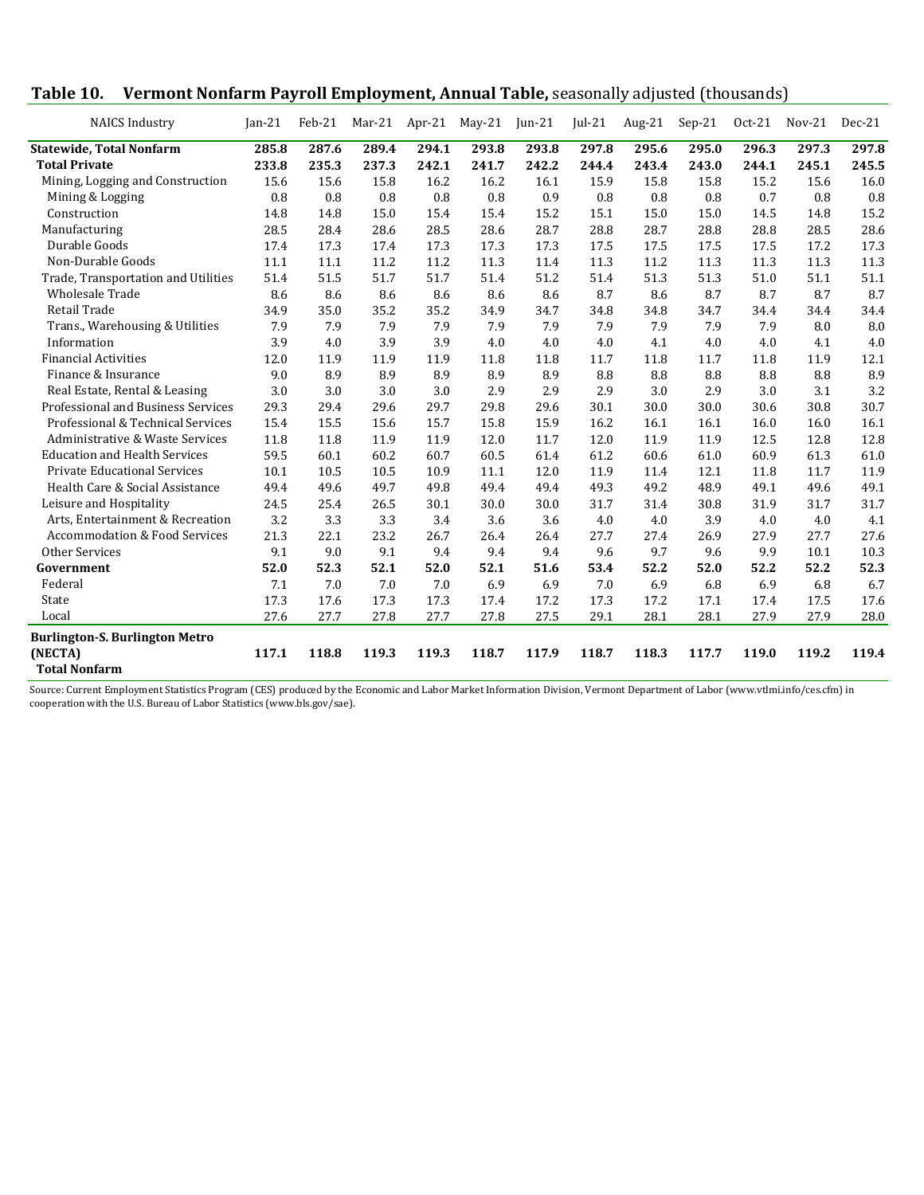## Table 10. Vermont Nonfarm Payroll Employment, Annual Table, seasonally adjusted (thousands)

| NAICS Industry | Jan-21 | Feb-21 | Mar-21 | Apr-21 | May-21 | Jun-21 | Jul-21 | Aug-21 | Sep-21 | Oct-21 | Nov-21 | Dec-21 |
|---|---|---|---|---|---|---|---|---|---|---|---|---|
| **Statewide, Total Nonfarm** | **285.8** | **287.6** | **289.4** | **294.1** | **293.8** | **293.8** | **297.8** | **295.6** | **295.0** | **296.3** | **297.3** | **297.8** |
| **Total Private** | **233.8** | **235.3** | **237.3** | **242.1** | **241.7** | **242.2** | **244.4** | **243.4** | **243.0** | **244.1** | **245.1** | **245.5** |
| Mining, Logging and Construction | 15.6 | 15.6 | 15.8 | 16.2 | 16.2 | 16.1 | 15.9 | 15.8 | 15.8 | 15.2 | 15.6 | 16.0 |
| Mining & Logging | 0.8 | 0.8 | 0.8 | 0.8 | 0.8 | 0.9 | 0.8 | 0.8 | 0.8 | 0.7 | 0.8 | 0.8 |
| Construction | 14.8 | 14.8 | 15.0 | 15.4 | 15.4 | 15.2 | 15.1 | 15.0 | 15.0 | 14.5 | 14.8 | 15.2 |
| Manufacturing | 28.5 | 28.4 | 28.6 | 28.5 | 28.6 | 28.7 | 28.8 | 28.7 | 28.8 | 28.8 | 28.5 | 28.6 |
| Durable Goods | 17.4 | 17.3 | 17.4 | 17.3 | 17.3 | 17.3 | 17.5 | 17.5 | 17.5 | 17.5 | 17.2 | 17.3 |
| Non-Durable Goods | 11.1 | 11.1 | 11.2 | 11.2 | 11.3 | 11.4 | 11.3 | 11.2 | 11.3 | 11.3 | 11.3 | 11.3 |
| Trade, Transportation and Utilities | 51.4 | 51.5 | 51.7 | 51.7 | 51.4 | 51.2 | 51.4 | 51.3 | 51.3 | 51.0 | 51.1 | 51.1 |
| Wholesale Trade | 8.6 | 8.6 | 8.6 | 8.6 | 8.6 | 8.6 | 8.7 | 8.6 | 8.7 | 8.7 | 8.7 | 8.7 |
| Retail Trade | 34.9 | 35.0 | 35.2 | 35.2 | 34.9 | 34.7 | 34.8 | 34.8 | 34.7 | 34.4 | 34.4 | 34.4 |
| Trans., Warehousing & Utilities | 7.9 | 7.9 | 7.9 | 7.9 | 7.9 | 7.9 | 7.9 | 7.9 | 7.9 | 7.9 | 8.0 | 8.0 |
| Information | 3.9 | 4.0 | 3.9 | 3.9 | 4.0 | 4.0 | 4.0 | 4.1 | 4.0 | 4.0 | 4.1 | 4.0 |
| Financial Activities | 12.0 | 11.9 | 11.9 | 11.9 | 11.8 | 11.8 | 11.7 | 11.8 | 11.7 | 11.8 | 11.9 | 12.1 |
| Finance & Insurance | 9.0 | 8.9 | 8.9 | 8.9 | 8.9 | 8.9 | 8.8 | 8.8 | 8.8 | 8.8 | 8.8 | 8.9 |
| Real Estate, Rental & Leasing | 3.0 | 3.0 | 3.0 | 3.0 | 2.9 | 2.9 | 2.9 | 3.0 | 2.9 | 3.0 | 3.1 | 3.2 |
| Professional and Business Services | 29.3 | 29.4 | 29.6 | 29.7 | 29.8 | 29.6 | 30.1 | 30.0 | 30.0 | 30.6 | 30.8 | 30.7 |
| Professional & Technical Services | 15.4 | 15.5 | 15.6 | 15.7 | 15.8 | 15.9 | 16.2 | 16.1 | 16.1 | 16.0 | 16.0 | 16.1 |
| Administrative & Waste Services | 11.8 | 11.8 | 11.9 | 11.9 | 12.0 | 11.7 | 12.0 | 11.9 | 11.9 | 12.5 | 12.8 | 12.8 |
| Education and Health Services | 59.5 | 60.1 | 60.2 | 60.7 | 60.5 | 61.4 | 61.2 | 60.6 | 61.0 | 60.9 | 61.3 | 61.0 |
| Private Educational Services | 10.1 | 10.5 | 10.5 | 10.9 | 11.1 | 12.0 | 11.9 | 11.4 | 12.1 | 11.8 | 11.7 | 11.9 |
| Health Care & Social Assistance | 49.4 | 49.6 | 49.7 | 49.8 | 49.4 | 49.4 | 49.3 | 49.2 | 48.9 | 49.1 | 49.6 | 49.1 |
| Leisure and Hospitality | 24.5 | 25.4 | 26.5 | 30.1 | 30.0 | 30.0 | 31.7 | 31.4 | 30.8 | 31.9 | 31.7 | 31.7 |
| Arts, Entertainment & Recreation | 3.2 | 3.3 | 3.3 | 3.4 | 3.6 | 3.6 | 4.0 | 4.0 | 3.9 | 4.0 | 4.0 | 4.1 |
| Accommodation & Food Services | 21.3 | 22.1 | 23.2 | 26.7 | 26.4 | 26.4 | 27.7 | 27.4 | 26.9 | 27.9 | 27.7 | 27.6 |
| Other Services | 9.1 | 9.0 | 9.1 | 9.4 | 9.4 | 9.4 | 9.6 | 9.7 | 9.6 | 9.9 | 10.1 | 10.3 |
| **Government** | **52.0** | **52.3** | **52.1** | **52.0** | **52.1** | **51.6** | **53.4** | **52.2** | **52.0** | **52.2** | **52.2** | **52.3** |
| Federal | 7.1 | 7.0 | 7.0 | 7.0 | 6.9 | 6.9 | 7.0 | 6.9 | 6.8 | 6.9 | 6.8 | 6.7 |
| State | 17.3 | 17.6 | 17.3 | 17.3 | 17.4 | 17.2 | 17.3 | 17.2 | 17.1 | 17.4 | 17.5 | 17.6 |
| Local | 27.6 | 27.7 | 27.8 | 27.7 | 27.8 | 27.5 | 29.1 | 28.1 | 28.1 | 27.9 | 27.9 | 28.0 |
| **Burlington-S. Burlington Metro (NECTA) Total Nonfarm** | **117.1** | **118.8** | **119.3** | **119.3** | **118.7** | **117.9** | **118.7** | **118.3** | **117.7** | **119.0** | **119.2** | **119.4** |

Source: Current Employment Statistics Program (CES) produced by the Economic and Labor Market Information Division, Vermont Department of Labor (www.vtlmi.info/ces.cfm) in cooperation with the U.S. Bureau of Labor Statistics (www.bls.gov/sae).